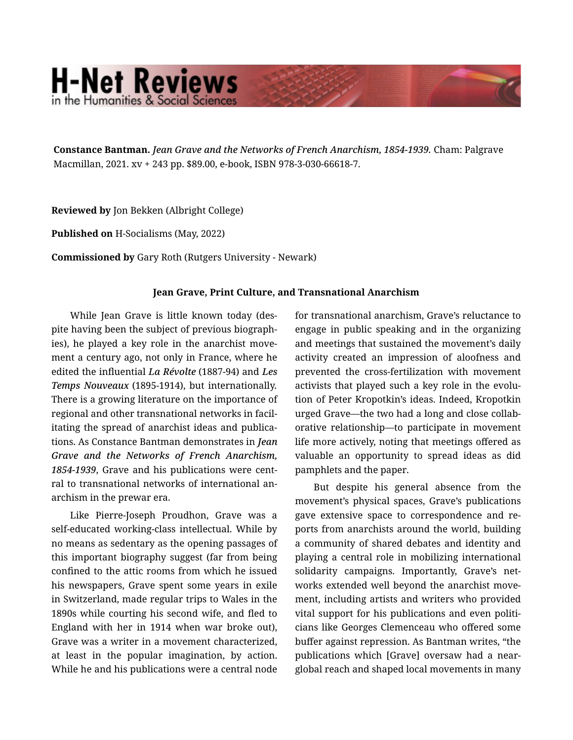**Constance Bantman.** *Jean Grave and the Networks of French Anarchism, 1854-1939.* Cham: Palgrave Macmillan, 2021. xv + 243 pp. $89.00, e-book, ISBN 978-3-030-66618-7.

**Reviewed by** Jon Bekken (Albright College)

**Published on** H-Socialisms (May, 2022)

**Commissioned by** Gary Roth (Rutgers University - Newark)

**Jean Grave, Print Culture, and Transnational Anarchism**

While Jean Grave is little known today (despite having been the subject of previous biographies), he played a key role in the anarchist movement a century ago, not only in France, where he edited the influential *La Révolte* (1887-94) and *Les Temps Nouveaux* (1895-1914), but internationally. There is a growing literature on the importance of regional and other transnational networks in facilitating the spread of anarchist ideas and publications. As Constance Bantman demonstrates in *Jean Grave and the Networks of French Anarchism, 1854-1939*, Grave and his publications were central to transnational networks of international anarchism in the prewar era.

Like Pierre-Joseph Proudhon, Grave was a self-educated working-class intellectual. While by no means as sedentary as the opening passages of this important biography suggest (far from being confined to the attic rooms from which he issued his newspapers, Grave spent some years in exile in Switzerland, made regular trips to Wales in the 1890s while courting his second wife, and fled to England with her in 1914 when war broke out), Grave was a writer in a movement characterized, at least in the popular imagination, by action. While he and his publications were a central node for transnational anarchism, Grave's reluctance to engage in public speaking and in the organizing and meetings that sustained the movement's daily activity created an impression of aloofness and prevented the cross-fertilization with movement activists that played such a key role in the evolution of Peter Kropotkin's ideas. Indeed, Kropotkin urged Grave—the two had a long and close collaborative relationship—to participate in movement life more actively, noting that meetings offered as valuable an opportunity to spread ideas as did pamphlets and the paper.

But despite his general absence from the movement's physical spaces, Grave's publications gave extensive space to correspondence and reports from anarchists around the world, building a community of shared debates and identity and playing a central role in mobilizing international solidarity campaigns. Importantly, Grave's networks extended well beyond the anarchist movement, including artists and writers who provided vital support for his publications and even politicians like Georges Clemenceau who offered some buffer against repression. As Bantman writes, "the publications which [Grave] oversaw had a near-global reach and shaped local movements in many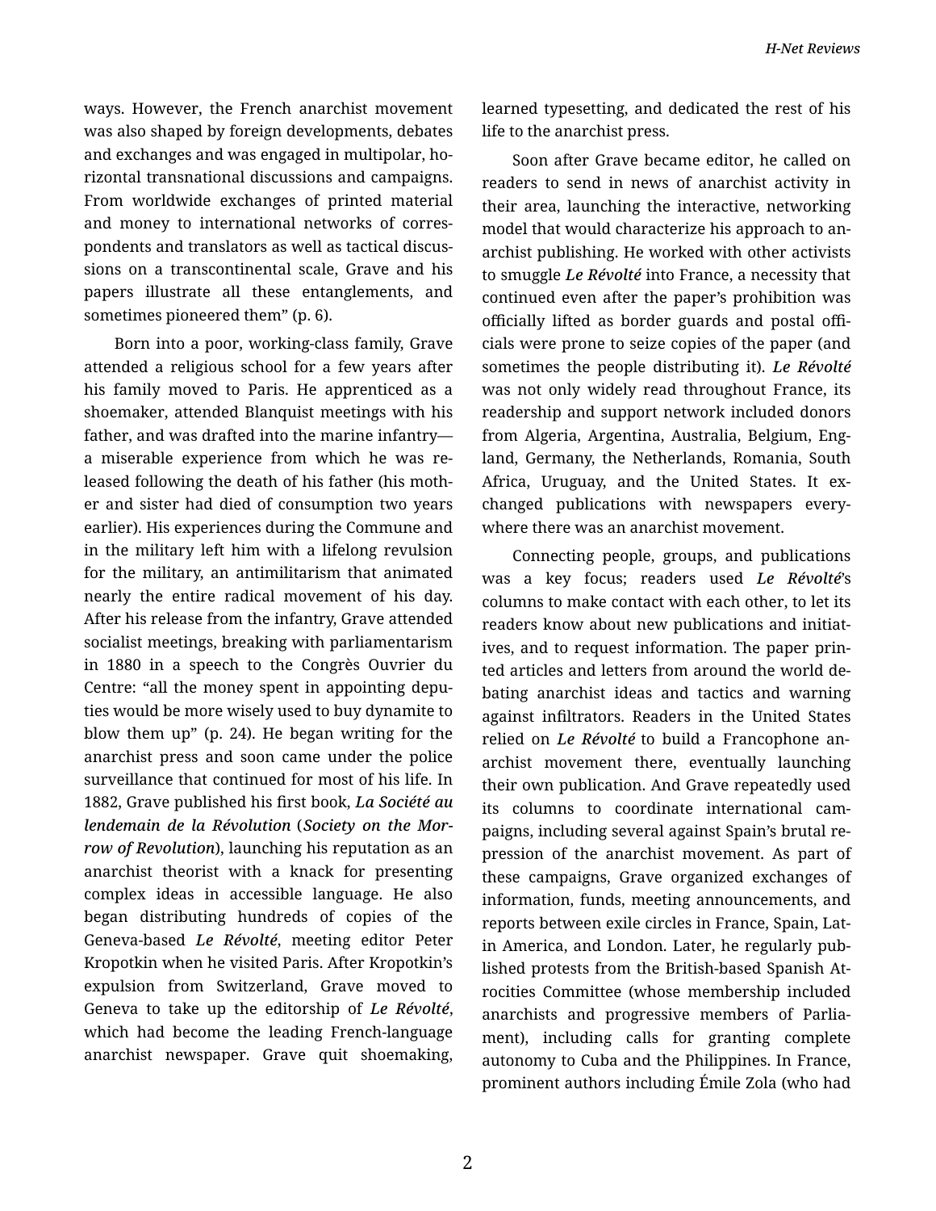ways. However, the French anarchist movement was also shaped by foreign developments, debates and exchanges and was engaged in multipolar, horizontal transnational discussions and campaigns. From worldwide exchanges of printed material and money to international networks of correspondents and translators as well as tactical discussions on a transcontinental scale, Grave and his papers illustrate all these entanglements, and sometimes pioneered them" (p. 6).

Born into a poor, working-class family, Grave attended a religious school for a few years after his family moved to Paris. He apprenticed as a shoemaker, attended Blanquist meetings with his father, and was drafted into the marine infantry—a miserable experience from which he was released following the death of his father (his mother and sister had died of consumption two years earlier). His experiences during the Commune and in the military left him with a lifelong revulsion for the military, an antimilitarism that animated nearly the entire radical movement of his day. After his release from the infantry, Grave attended socialist meetings, breaking with parliamentarism in 1880 in a speech to the Congrès Ouvrier du Centre: "all the money spent in appointing deputies would be more wisely used to buy dynamite to blow them up" (p. 24). He began writing for the anarchist press and soon came under the police surveillance that continued for most of his life. In 1882, Grave published his first book, ***La Société au lendemain de la Révolution*** (***Society on the Morrow of Revolution***), launching his reputation as an anarchist theorist with a knack for presenting complex ideas in accessible language. He also began distributing hundreds of copies of the Geneva-based *Le Révolté*, meeting editor Peter Kropotkin when he visited Paris. After Kropotkin's expulsion from Switzerland, Grave moved to Geneva to take up the editorship of *Le Révolté*, which had become the leading French-language anarchist newspaper. Grave quit shoemaking, learned typesetting, and dedicated the rest of his life to the anarchist press.

Soon after Grave became editor, he called on readers to send in news of anarchist activity in their area, launching the interactive, networking model that would characterize his approach to anarchist publishing. He worked with other activists to smuggle *Le Révolté* into France, a necessity that continued even after the paper's prohibition was officially lifted as border guards and postal officials were prone to seize copies of the paper (and sometimes the people distributing it). *Le Révolté* was not only widely read throughout France, its readership and support network included donors from Algeria, Argentina, Australia, Belgium, England, Germany, the Netherlands, Romania, South Africa, Uruguay, and the United States. It exchanged publications with newspapers everywhere there was an anarchist movement.

Connecting people, groups, and publications was a key focus; readers used *Le Révolté*'s columns to make contact with each other, to let its readers know about new publications and initiatives, and to request information. The paper printed articles and letters from around the world debating anarchist ideas and tactics and warning against infiltrators. Readers in the United States relied on *Le Révolté* to build a Francophone anarchist movement there, eventually launching their own publication. And Grave repeatedly used its columns to coordinate international campaigns, including several against Spain's brutal repression of the anarchist movement. As part of these campaigns, Grave organized exchanges of information, funds, meeting announcements, and reports between exile circles in France, Spain, Latin America, and London. Later, he regularly published protests from the British-based Spanish Atrocities Committee (whose membership included anarchists and progressive members of Parliament), including calls for granting complete autonomy to Cuba and the Philippines. In France, prominent authors including Émile Zola (who had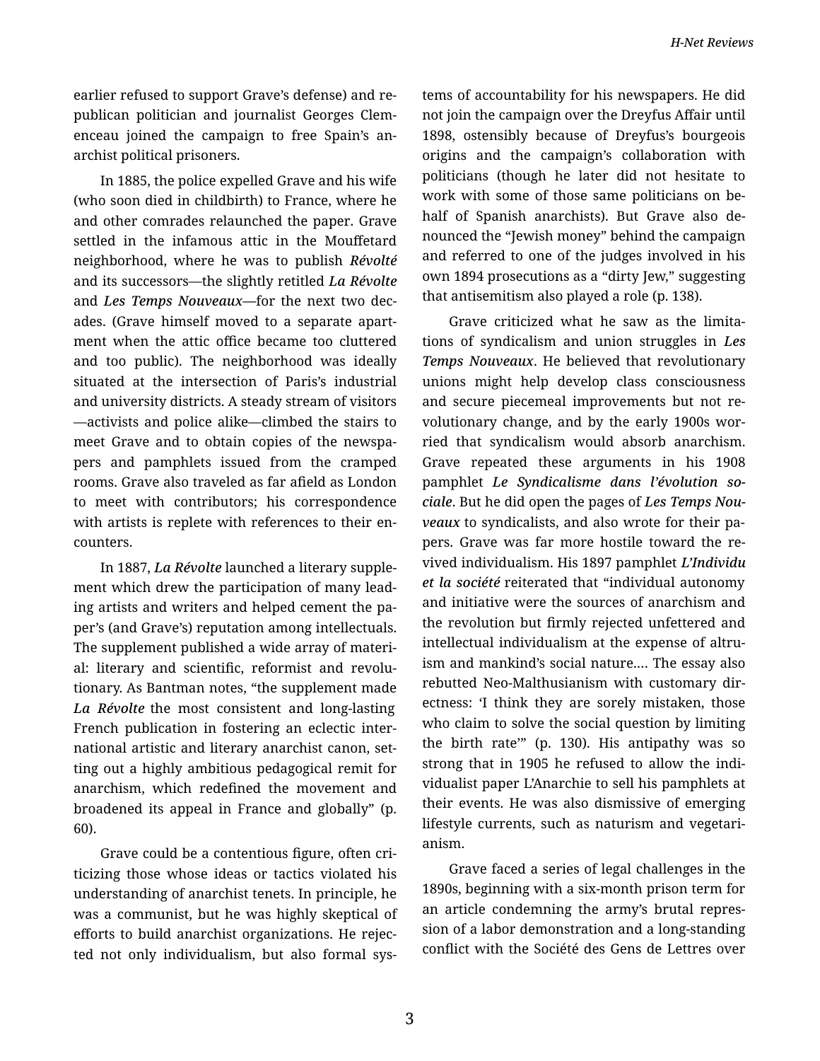earlier refused to support Grave's defense) and republican politician and journalist Georges Clemenceau joined the campaign to free Spain's anarchist political prisoners.

In 1885, the police expelled Grave and his wife (who soon died in childbirth) to France, where he and other comrades relaunched the paper. Grave settled in the infamous attic in the Mouffetard neighborhood, where he was to publish ***Révolté*** and its successors—the slightly retitled ***La Révolte*** and ***Les Temps Nouveaux***—for the next two decades. (Grave himself moved to a separate apartment when the attic office became too cluttered and too public). The neighborhood was ideally situated at the intersection of Paris's industrial and university districts. A steady stream of visitors—activists and police alike—climbed the stairs to meet Grave and to obtain copies of the newspapers and pamphlets issued from the cramped rooms. Grave also traveled as far afield as London to meet with contributors; his correspondence with artists is replete with references to their encounters.

In 1887, ***La Révolte*** launched a literary supplement which drew the participation of many leading artists and writers and helped cement the paper's (and Grave's) reputation among intellectuals. The supplement published a wide array of material: literary and scientific, reformist and revolutionary. As Bantman notes, "the supplement made ***La Révolte*** the most consistent and long-lasting French publication in fostering an eclectic international artistic and literary anarchist canon, setting out a highly ambitious pedagogical remit for anarchism, which redefined the movement and broadened its appeal in France and globally" (p. 60).

Grave could be a contentious figure, often criticizing those whose ideas or tactics violated his understanding of anarchist tenets. In principle, he was a communist, but he was highly skeptical of efforts to build anarchist organizations. He rejected not only individualism, but also formal systems of accountability for his newspapers. He did not join the campaign over the Dreyfus Affair until 1898, ostensibly because of Dreyfus's bourgeois origins and the campaign's collaboration with politicians (though he later did not hesitate to work with some of those same politicians on behalf of Spanish anarchists). But Grave also denounced the "Jewish money" behind the campaign and referred to one of the judges involved in his own 1894 prosecutions as a "dirty Jew," suggesting that antisemitism also played a role (p. 138).

Grave criticized what he saw as the limitations of syndicalism and union struggles in *Les Temps Nouveaux*. He believed that revolutionary unions might help develop class consciousness and secure piecemeal improvements but not revolutionary change, and by the early 1900s worried that syndicalism would absorb anarchism. Grave repeated these arguments in his 1908 pamphlet ***Le Syndicalisme dans l'évolution sociale***. But he did open the pages of ***Les Temps Nouveaux*** to syndicalists, and also wrote for their papers. Grave was far more hostile toward the revived individualism. His 1897 pamphlet ***L'Individu et la société*** reiterated that "individual autonomy and initiative were the sources of anarchism and the revolution but firmly rejected unfettered and intellectual individualism at the expense of altruism and mankind's social nature.... The essay also rebutted Neo-Malthusianism with customary directness: 'I think they are sorely mistaken, those who claim to solve the social question by limiting the birth rate'" (p. 130). His antipathy was so strong that in 1905 he refused to allow the individualist paper L'Anarchie to sell his pamphlets at their events. He was also dismissive of emerging lifestyle currents, such as naturism and vegetarianism.

Grave faced a series of legal challenges in the 1890s, beginning with a six-month prison term for an article condemning the army's brutal repression of a labor demonstration and a long-standing conflict with the Société des Gens de Lettres over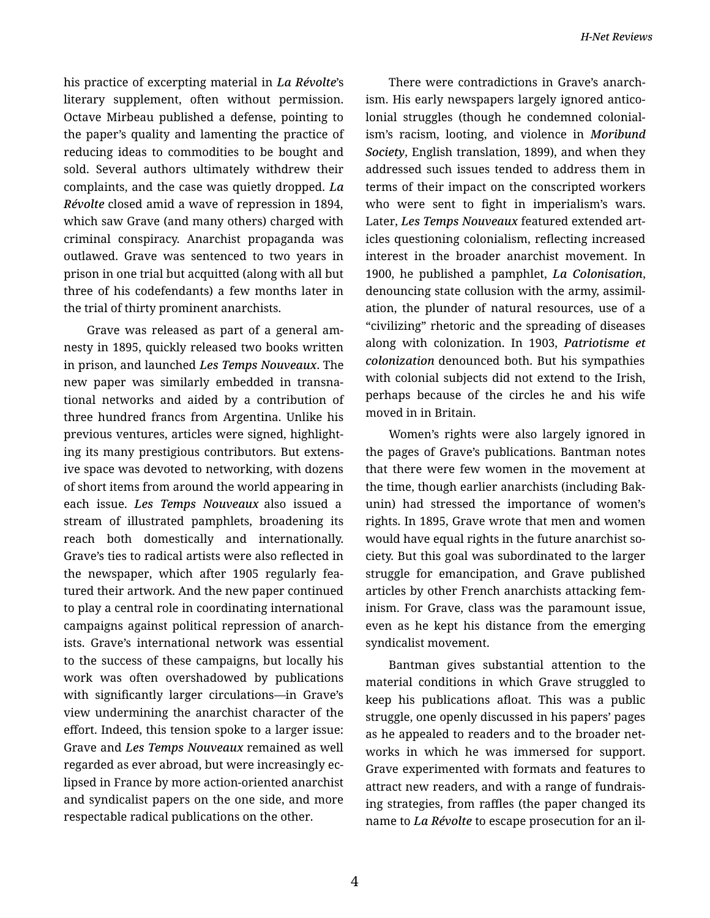his practice of excerpting material in *La Révolte*'s literary supplement, often without permission. Octave Mirbeau published a defense, pointing to the paper's quality and lamenting the practice of reducing ideas to commodities to be bought and sold. Several authors ultimately withdrew their complaints, and the case was quietly dropped. *La Révolte* closed amid a wave of repression in 1894, which saw Grave (and many others) charged with criminal conspiracy. Anarchist propaganda was outlawed. Grave was sentenced to two years in prison in one trial but acquitted (along with all but three of his codefendants) a few months later in the trial of thirty prominent anarchists.

Grave was released as part of a general amnesty in 1895, quickly released two books written in prison, and launched *Les Temps Nouveaux*. The new paper was similarly embedded in transnational networks and aided by a contribution of three hundred francs from Argentina. Unlike his previous ventures, articles were signed, highlighting its many prestigious contributors. But extensive space was devoted to networking, with dozens of short items from around the world appearing in each issue. *Les Temps Nouveaux* also issued a stream of illustrated pamphlets, broadening its reach both domestically and internationally. Grave's ties to radical artists were also reflected in the newspaper, which after 1905 regularly featured their artwork. And the new paper continued to play a central role in coordinating international campaigns against political repression of anarchists. Grave's international network was essential to the success of these campaigns, but locally his work was often overshadowed by publications with significantly larger circulations—in Grave's view undermining the anarchist character of the effort. Indeed, this tension spoke to a larger issue: Grave and *Les Temps Nouveaux* remained as well regarded as ever abroad, but were increasingly eclipsed in France by more action-oriented anarchist and syndicalist papers on the one side, and more respectable radical publications on the other.

There were contradictions in Grave's anarchism. His early newspapers largely ignored anticolonial struggles (though he condemned colonialism's racism, looting, and violence in *Moribund Society*, English translation, 1899), and when they addressed such issues tended to address them in terms of their impact on the conscripted workers who were sent to fight in imperialism's wars. Later, *Les Temps Nouveaux* featured extended articles questioning colonialism, reflecting increased interest in the broader anarchist movement. In 1900, he published a pamphlet, *La Colonisation*, denouncing state collusion with the army, assimilation, the plunder of natural resources, use of a "civilizing" rhetoric and the spreading of diseases along with colonization. In 1903, *Patriotisme et colonization* denounced both. But his sympathies with colonial subjects did not extend to the Irish, perhaps because of the circles he and his wife moved in in Britain.

Women's rights were also largely ignored in the pages of Grave's publications. Bantman notes that there were few women in the movement at the time, though earlier anarchists (including Bakunin) had stressed the importance of women's rights. In 1895, Grave wrote that men and women would have equal rights in the future anarchist society. But this goal was subordinated to the larger struggle for emancipation, and Grave published articles by other French anarchists attacking feminism. For Grave, class was the paramount issue, even as he kept his distance from the emerging syndicalist movement.

Bantman gives substantial attention to the material conditions in which Grave struggled to keep his publications afloat. This was a public struggle, one openly discussed in his papers' pages as he appealed to readers and to the broader networks in which he was immersed for support. Grave experimented with formats and features to attract new readers, and with a range of fundraising strategies, from raffles (the paper changed its name to *La Révolte* to escape prosecution for an il-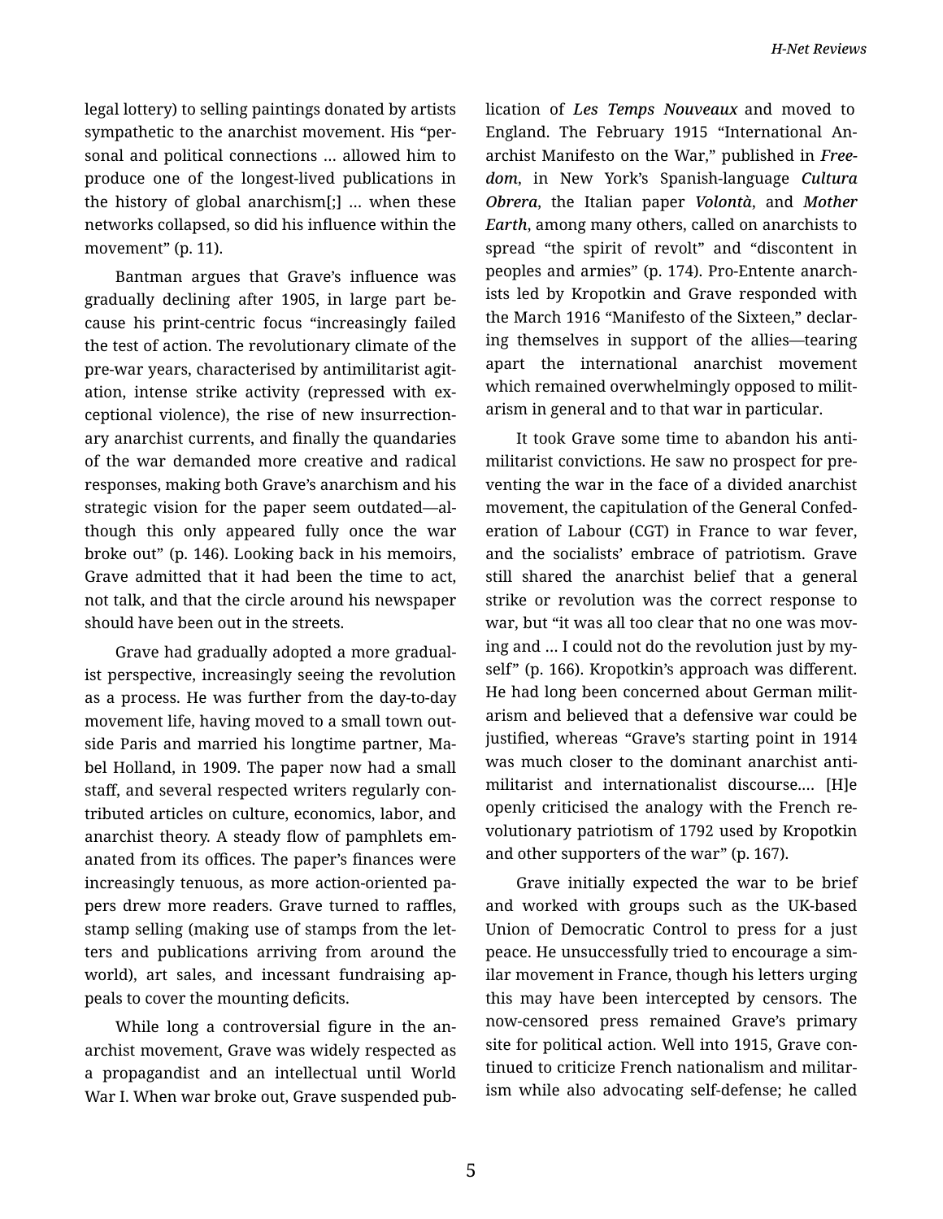legal lottery) to selling paintings donated by artists sympathetic to the anarchist movement. His "personal and political connections … allowed him to produce one of the longest-lived publications in the history of global anarchism[;] … when these networks collapsed, so did his influence within the movement" (p. 11).

Bantman argues that Grave's influence was gradually declining after 1905, in large part because his print-centric focus "increasingly failed the test of action. The revolutionary climate of the pre-war years, characterised by antimilitarist agitation, intense strike activity (repressed with exceptional violence), the rise of new insurrectionary anarchist currents, and finally the quandaries of the war demanded more creative and radical responses, making both Grave's anarchism and his strategic vision for the paper seem outdated—although this only appeared fully once the war broke out" (p. 146). Looking back in his memoirs, Grave admitted that it had been the time to act, not talk, and that the circle around his newspaper should have been out in the streets.

Grave had gradually adopted a more gradualist perspective, increasingly seeing the revolution as a process. He was further from the day-to-day movement life, having moved to a small town outside Paris and married his longtime partner, Mabel Holland, in 1909. The paper now had a small staff, and several respected writers regularly contributed articles on culture, economics, labor, and anarchist theory. A steady flow of pamphlets emanated from its offices. The paper's finances were increasingly tenuous, as more action-oriented papers drew more readers. Grave turned to raffles, stamp selling (making use of stamps from the letters and publications arriving from around the world), art sales, and incessant fundraising appeals to cover the mounting deficits.

While long a controversial figure in the anarchist movement, Grave was widely respected as a propagandist and an intellectual until World War I. When war broke out, Grave suspended publication of ***Les Temps Nouveaux*** and moved to England. The February 1915 "International Anarchist Manifesto on the War," published in ***Freedom***, in New York's Spanish-language ***Cultura Obrera***, the Italian paper ***Volontà***, and ***Mother Earth***, among many others, called on anarchists to spread "the spirit of revolt" and "discontent in peoples and armies" (p. 174). Pro-Entente anarchists led by Kropotkin and Grave responded with the March 1916 "Manifesto of the Sixteen," declaring themselves in support of the allies—tearing apart the international anarchist movement which remained overwhelmingly opposed to militarism in general and to that war in particular.

It took Grave some time to abandon his antimilitarist convictions. He saw no prospect for preventing the war in the face of a divided anarchist movement, the capitulation of the General Confederation of Labour (CGT) in France to war fever, and the socialists' embrace of patriotism. Grave still shared the anarchist belief that a general strike or revolution was the correct response to war, but "it was all too clear that no one was moving and … I could not do the revolution just by myself" (p. 166). Kropotkin's approach was different. He had long been concerned about German militarism and believed that a defensive war could be justified, whereas "Grave's starting point in 1914 was much closer to the dominant anarchist antimilitarist and internationalist discourse.… [H]e openly criticised the analogy with the French revolutionary patriotism of 1792 used by Kropotkin and other supporters of the war" (p. 167).

Grave initially expected the war to be brief and worked with groups such as the UK-based Union of Democratic Control to press for a just peace. He unsuccessfully tried to encourage a similar movement in France, though his letters urging this may have been intercepted by censors. The now-censored press remained Grave's primary site for political action. Well into 1915, Grave continued to criticize French nationalism and militarism while also advocating self-defense; he called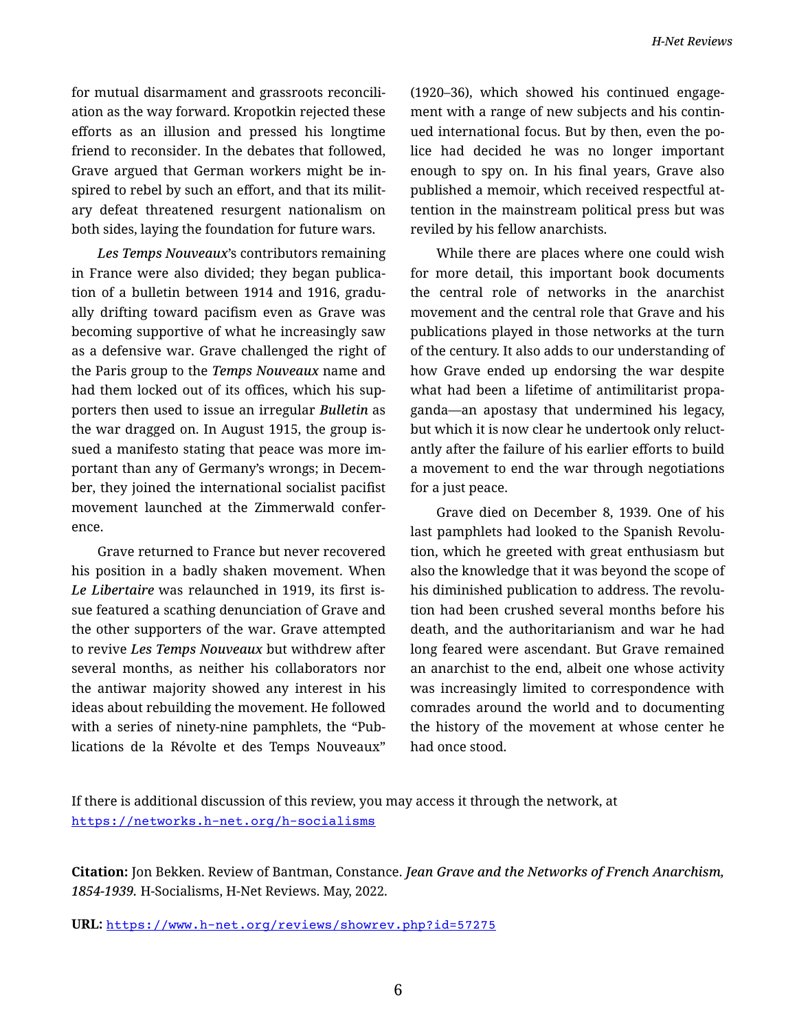for mutual disarmament and grassroots reconciliation as the way forward. Kropotkin rejected these efforts as an illusion and pressed his longtime friend to reconsider. In the debates that followed, Grave argued that German workers might be inspired to rebel by such an effort, and that its military defeat threatened resurgent nationalism on both sides, laying the foundation for future wars.

*Les Temps Nouveaux*'s contributors remaining in France were also divided; they began publication of a bulletin between 1914 and 1916, gradually drifting toward pacifism even as Grave was becoming supportive of what he increasingly saw as a defensive war. Grave challenged the right of the Paris group to the *Temps Nouveaux* name and had them locked out of its offices, which his supporters then used to issue an irregular *Bulletin* as the war dragged on. In August 1915, the group issued a manifesto stating that peace was more important than any of Germany's wrongs; in December, they joined the international socialist pacifist movement launched at the Zimmerwald conference.

Grave returned to France but never recovered his position in a badly shaken movement. When *Le Libertaire* was relaunched in 1919, its first issue featured a scathing denunciation of Grave and the other supporters of the war. Grave attempted to revive *Les Temps Nouveaux* but withdrew after several months, as neither his collaborators nor the antiwar majority showed any interest in his ideas about rebuilding the movement. He followed with a series of ninety-nine pamphlets, the "Publications de la Révolte et des Temps Nouveaux" (1920–36), which showed his continued engagement with a range of new subjects and his continued international focus. But by then, even the police had decided he was no longer important enough to spy on. In his final years, Grave also published a memoir, which received respectful attention in the mainstream political press but was reviled by his fellow anarchists.

While there are places where one could wish for more detail, this important book documents the central role of networks in the anarchist movement and the central role that Grave and his publications played in those networks at the turn of the century. It also adds to our understanding of how Grave ended up endorsing the war despite what had been a lifetime of antimilitarist propaganda—an apostasy that undermined his legacy, but which it is now clear he undertook only reluctantly after the failure of his earlier efforts to build a movement to end the war through negotiations for a just peace.

Grave died on December 8, 1939. One of his last pamphlets had looked to the Spanish Revolution, which he greeted with great enthusiasm but also the knowledge that it was beyond the scope of his diminished publication to address. The revolution had been crushed several months before his death, and the authoritarianism and war he had long feared were ascendant. But Grave remained an anarchist to the end, albeit one whose activity was increasingly limited to correspondence with comrades around the world and to documenting the history of the movement at whose center he had once stood.

If there is additional discussion of this review, you may access it through the network, at https://networks.h-net.org/h-socialisms

**Citation:** Jon Bekken. Review of Bantman, Constance. *Jean Grave and the Networks of French Anarchism, 1854-1939.* H-Socialisms, H-Net Reviews. May, 2022.

**URL:** https://www.h-net.org/reviews/showrev.php?id=57275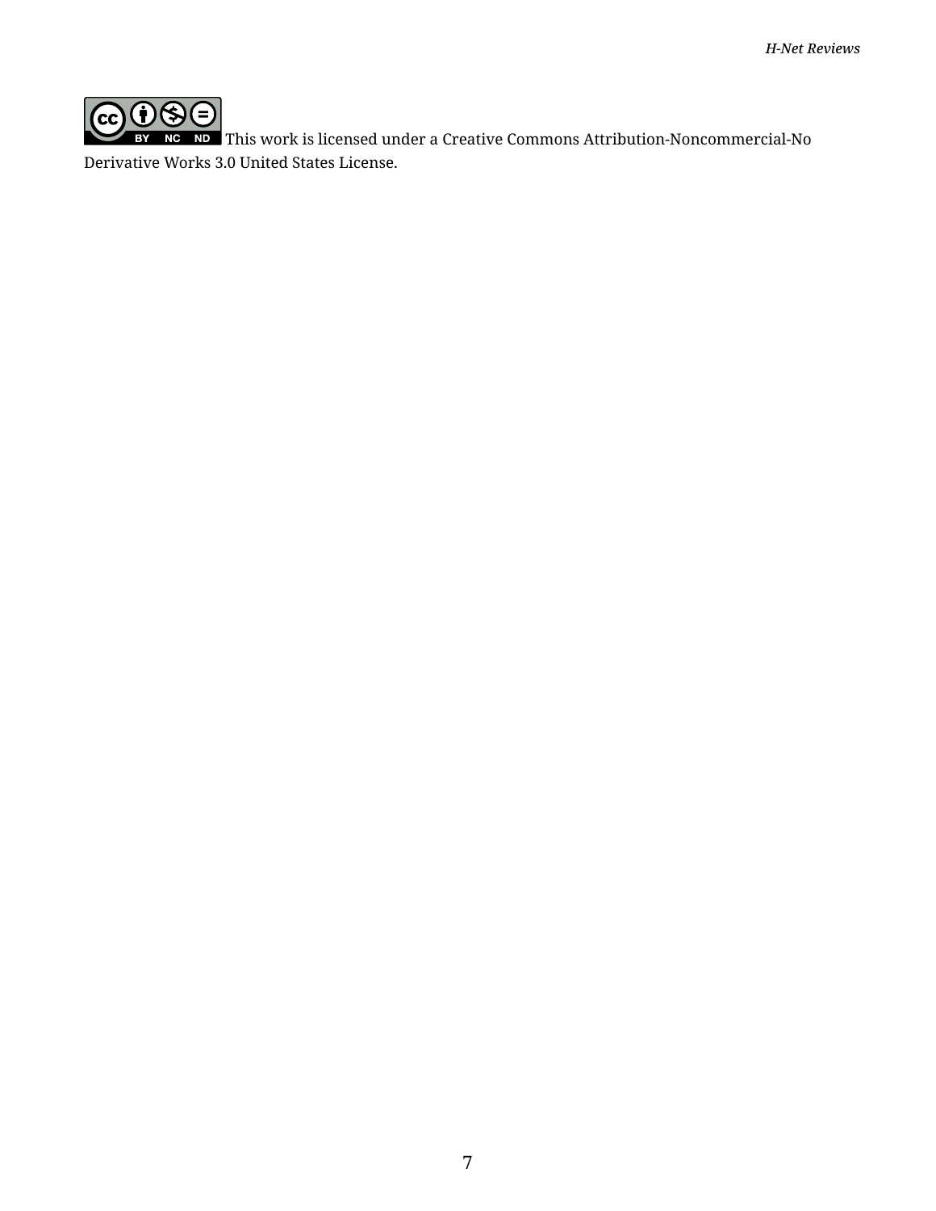This work is licensed under a Creative Commons Attribution-Noncommercial-No Derivative Works 3.0 United States License.